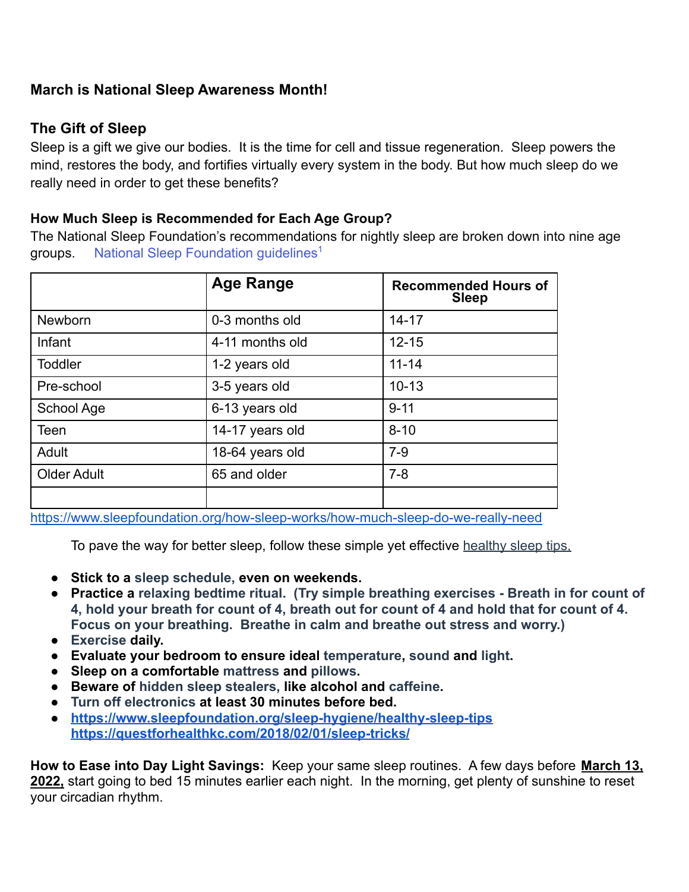**March is National Sleep Awareness Month!**

## The Gift of Sleep

Sleep is a gift we give our bodies. It is the time for cell and tissue regeneration. Sleep powers the mind, restores the body, and fortifies virtually every system in the body. But how much sleep do we really need in order to get these benefits?

### How Much Sleep is Recommended for Each Age Group?

The National Sleep Foundation's recommendations for nightly sleep are broken down into nine age groups. National Sleep Foundation guidelines[1]

| | Age Range | Recommended Hours of Sleep |
|---|---|---|
| Newborn | 0-3 months old | 14-17 |
| Infant | 4-11 months old | 12-15 |
| Toddler | 1-2 years old | 11-14 |
| Pre-school | 3-5 years old | 10-13 |
| School Age | 6-13 years old | 9-11 |
| Teen | 14-17 years old | 8-10 |
| Adult | 18-64 years old | 7-9 |
| Older Adult | 65 and older | 7-8 |
| | | |

https://www.sleepfoundation.org/how-sleep-works/how-much-sleep-do-we-really-need

To pave the way for better sleep, follow these simple yet effective healthy sleep tips.

- **Stick to a sleep schedule, even on weekends.**
- **Practice a relaxing bedtime ritual. (Try simple breathing exercises - Breath in for count of 4, hold your breath for count of 4, breath out for count of 4 and hold that for count of 4. Focus on your breathing. Breathe in calm and breathe out stress and worry.)**
- **Exercise daily.**
- **Evaluate your bedroom to ensure ideal temperature, sound and light.**
- **Sleep on a comfortable mattress and pillows.**
- **Beware of hidden sleep stealers, like alcohol and caffeine.**
- **Turn off electronics at least 30 minutes before bed.**
- **https://www.sleepfoundation.org/sleep-hygiene/healthy-sleep-tips https://questforhealthkc.com/2018/02/01/sleep-tricks/**

**How to Ease into Day Light Savings:** Keep your same sleep routines. A few days before **March 13, 2022,** start going to bed 15 minutes earlier each night. In the morning, get plenty of sunshine to reset your circadian rhythm.